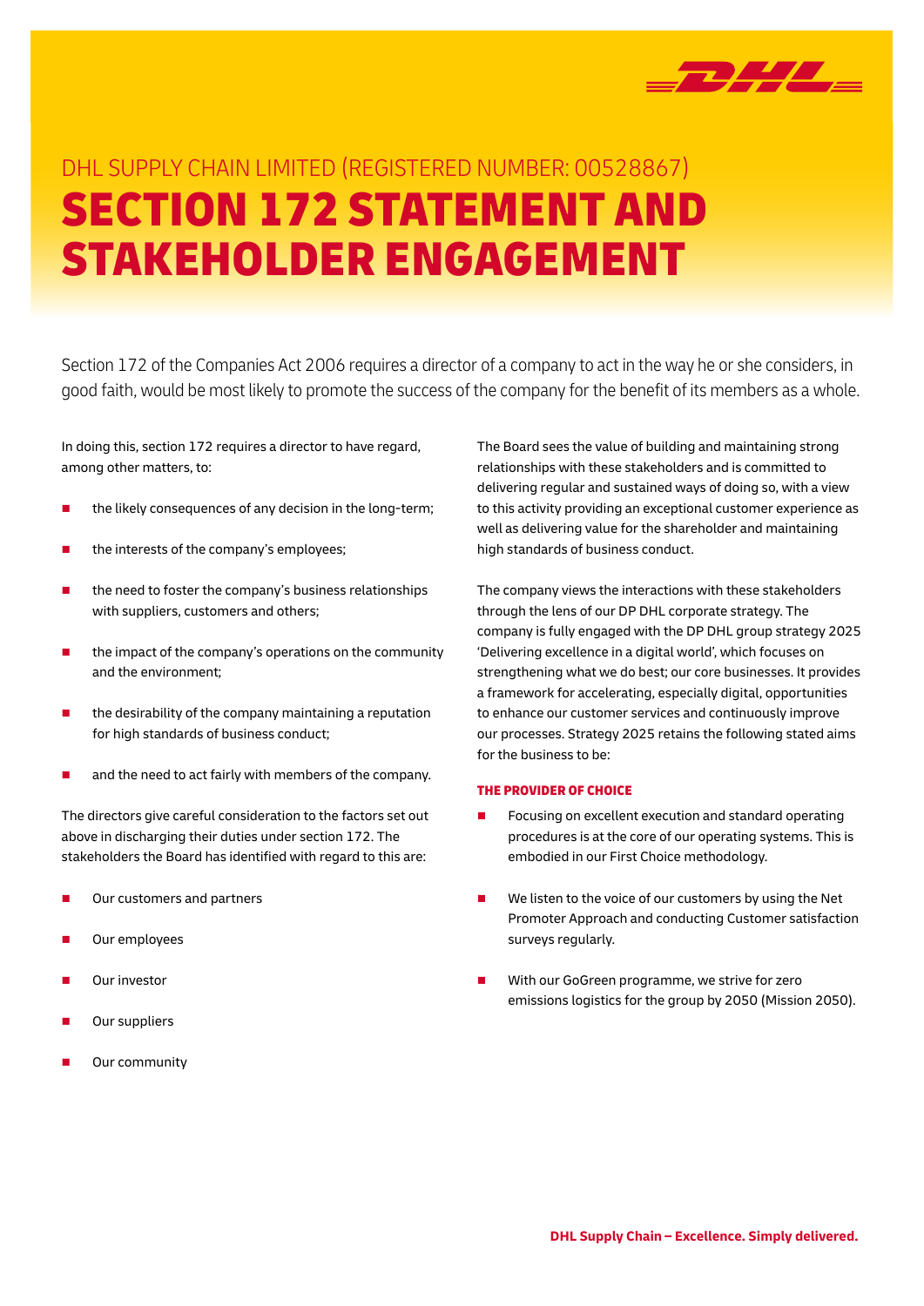DHL SUPPLY CHAIN LIMITED (REGISTERED NUMBER: 00528867)

# SECTION 172 STATEMENT AND STAKEHOLDER ENGAGEMENT

Section 172 of the Companies Act 2006 requires a director of a company to act in the way he or she considers, in good faith, would be most likely to promote the success of the company for the benefit of its members as a whole.

In doing this, section 172 requires a director to have regard, among other matters, to:

- the likely consequences of any decision in the long-term;
- the interests of the company's employees;
- the need to foster the company's business relationships with suppliers, customers and others;
- the impact of the company's operations on the community and the environment;
- the desirability of the company maintaining a reputation for high standards of business conduct;
- and the need to act fairly with members of the company.

The directors give careful consideration to the factors set out above in discharging their duties under section 172. The stakeholders the Board has identified with regard to this are:

- Our customers and partners
- Our employees
- Our investor
- Our suppliers
- Our community

The Board sees the value of building and maintaining strong relationships with these stakeholders and is committed to delivering regular and sustained ways of doing so, with a view to this activity providing an exceptional customer experience as well as delivering value for the shareholder and maintaining high standards of business conduct.

The company views the interactions with these stakeholders through the lens of our DP DHL corporate strategy. The company is fully engaged with the DP DHL group strategy 2025 'Delivering excellence in a digital world', which focuses on strengthening what we do best; our core businesses. It provides a framework for accelerating, especially digital, opportunities to enhance our customer services and continuously improve our processes. Strategy 2025 retains the following stated aims for the business to be:

### THE PROVIDER OF CHOICE

- Focusing on excellent execution and standard operating procedures is at the core of our operating systems. This is embodied in our First Choice methodology.
- We listen to the voice of our customers by using the Net Promoter Approach and conducting Customer satisfaction surveys regularly.
- With our GoGreen programme, we strive for zero emissions logistics for the group by 2050 (Mission 2050).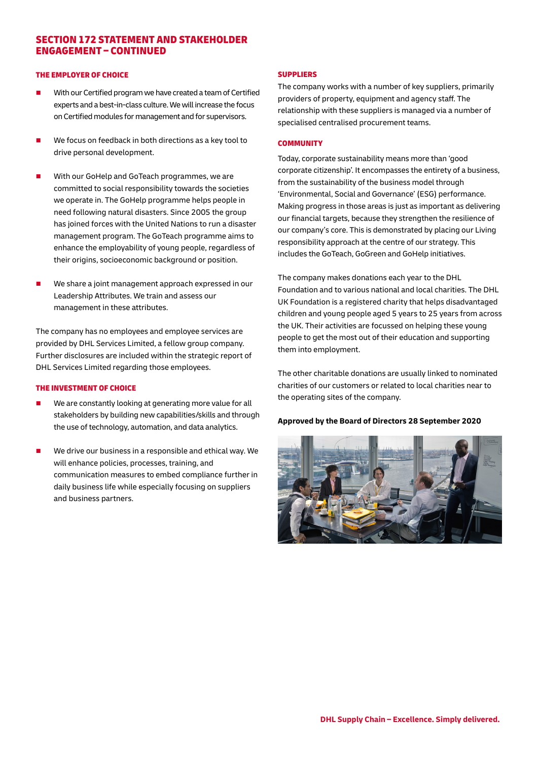## SECTION 172 STATEMENT AND STAKEHOLDER ENGAGEMENT – CONTINUED

### THE EMPLOYER OF CHOICE

- With our Certified program we have created a team of Certified experts and a best-in-class culture. We will increase the focus on Certified modules for management and for supervisors.
- We focus on feedback in both directions as a key tool to drive personal development.
- With our GoHelp and GoTeach programmes, we are committed to social responsibility towards the societies we operate in. The GoHelp programme helps people in need following natural disasters. Since 2005 the group has joined forces with the United Nations to run a disaster management program. The GoTeach programme aims to enhance the employability of young people, regardless of their origins, socioeconomic background or position.
- We share a joint management approach expressed in our Leadership Attributes. We train and assess our management in these attributes.

The company has no employees and employee services are provided by DHL Services Limited, a fellow group company. Further disclosures are included within the strategic report of DHL Services Limited regarding those employees.

### THE INVESTMENT OF CHOICE

- We are constantly looking at generating more value for all stakeholders by building new capabilities/skills and through the use of technology, automation, and data analytics.
- We drive our business in a responsible and ethical way. We will enhance policies, processes, training, and communication measures to embed compliance further in daily business life while especially focusing on suppliers and business partners.

### SUPPLIERS

The company works with a number of key suppliers, primarily providers of property, equipment and agency staff. The relationship with these suppliers is managed via a number of specialised centralised procurement teams.

### COMMUNITY

Today, corporate sustainability means more than 'good corporate citizenship'. It encompasses the entirety of a business, from the sustainability of the business model through 'Environmental, Social and Governance' (ESG) performance. Making progress in those areas is just as important as delivering our financial targets, because they strengthen the resilience of our company's core. This is demonstrated by placing our Living responsibility approach at the centre of our strategy. This includes the GoTeach, GoGreen and GoHelp initiatives.

The company makes donations each year to the DHL Foundation and to various national and local charities. The DHL UK Foundation is a registered charity that helps disadvantaged children and young people aged 5 years to 25 years from across the UK. Their activities are focussed on helping these young people to get the most out of their education and supporting them into employment.

The other charitable donations are usually linked to nominated charities of our customers or related to local charities near to the operating sites of the company.

**Approved by the Board of Directors 28 September 2020**